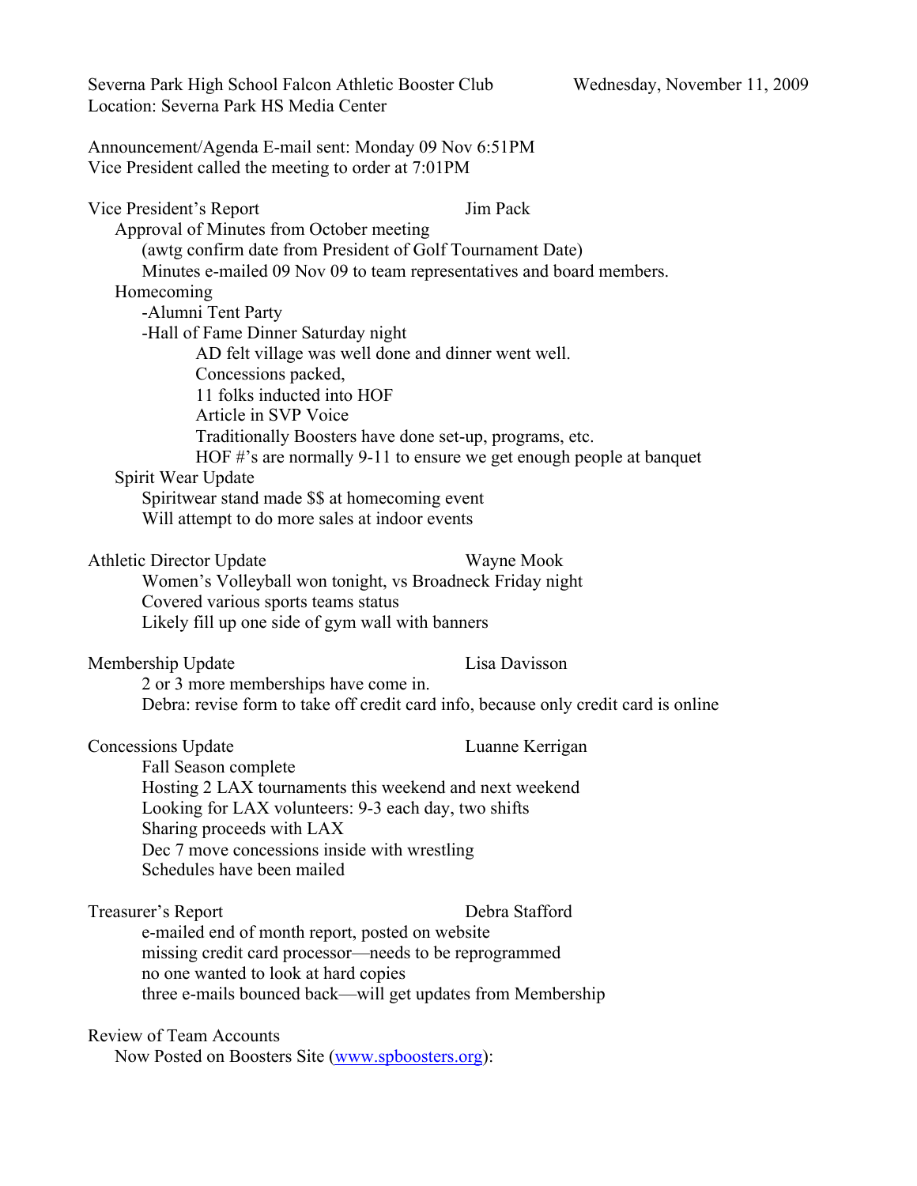Severna Park High School Falcon Athletic Booster Club — Wednesday, November 11, 2009
Location: Severna Park HS Media Center

Announcement/Agenda E-mail sent: Monday 09 Nov 6:51PM
Vice President called the meeting to order at 7:01PM

**Vice President's Report** — Jim Pack

- Approval of Minutes from October meeting
  - (awtg confirm date from President of Golf Tournament Date)
  - Minutes e-mailed 09 Nov 09 to team representatives and board members.
- Homecoming
  - -Alumni Tent Party
  - -Hall of Fame Dinner Saturday night
    - AD felt village was well done and dinner went well.
    - Concessions packed,
    - 11 folks inducted into HOF
    - Article in SVP Voice
    - Traditionally Boosters have done set-up, programs, etc.
    - HOF #'s are normally 9-11 to ensure we get enough people at banquet
- Spirit Wear Update
  - Spiritwear stand made $$ at homecoming event
  - Will attempt to do more sales at indoor events

**Athletic Director Update** — Wayne Mook

- Women's Volleyball won tonight, vs Broadneck Friday night
- Covered various sports teams status
- Likely fill up one side of gym wall with banners

**Membership Update** — Lisa Davisson

- 2 or 3 more memberships have come in.
- Debra: revise form to take off credit card info, because only credit card is online

**Concessions Update** — Luanne Kerrigan

- Fall Season complete
- Hosting 2 LAX tournaments this weekend and next weekend
- Looking for LAX volunteers: 9-3 each day, two shifts
- Sharing proceeds with LAX
- Dec 7 move concessions inside with wrestling
- Schedules have been mailed

**Treasurer's Report** — Debra Stafford

- e-mailed end of month report, posted on website
- missing credit card processor—needs to be reprogrammed
- no one wanted to look at hard copies
- three e-mails bounced back—will get updates from Membership

**Review of Team Accounts**

- Now Posted on Boosters Site (www.spboosters.org):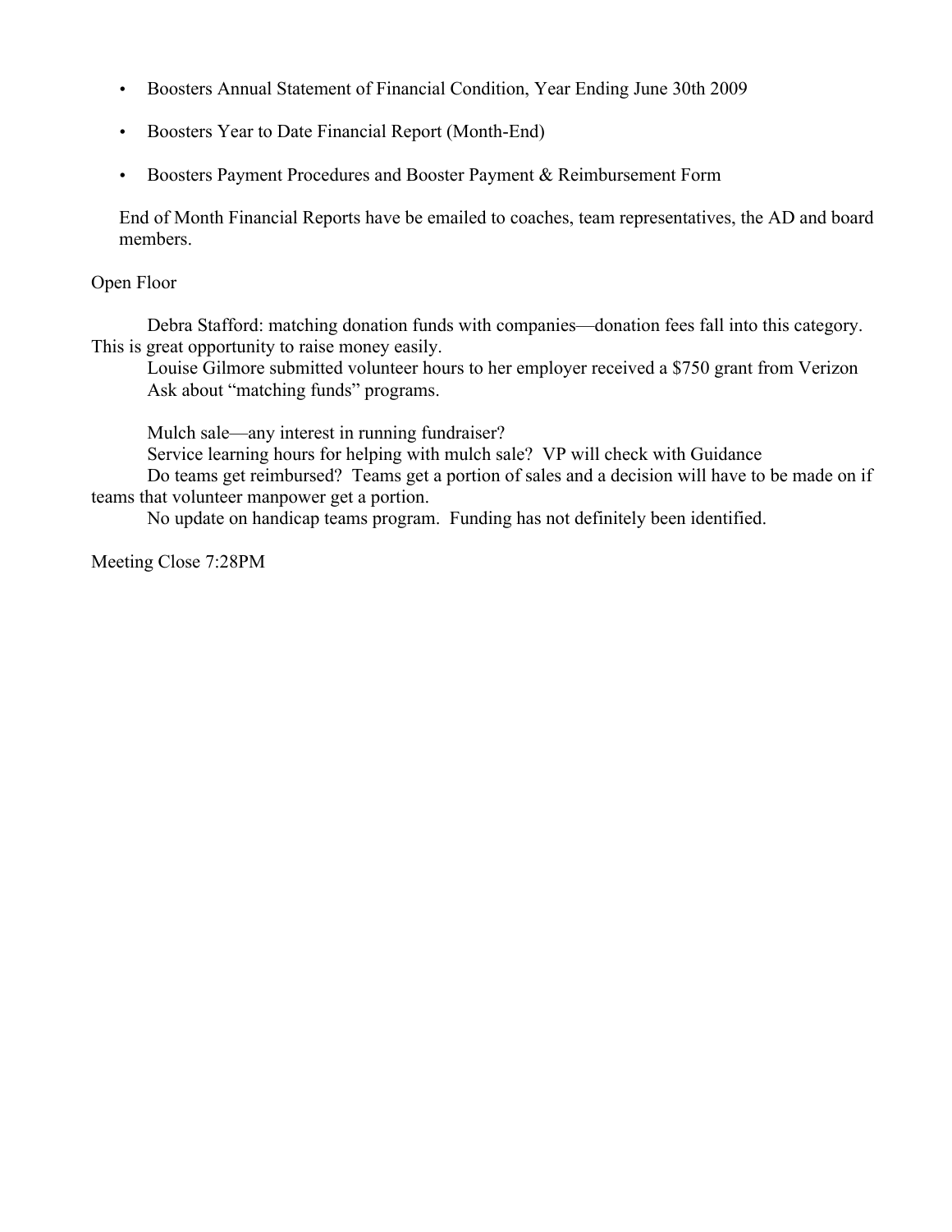- Boosters Annual Statement of Financial Condition, Year Ending June 30th 2009
- Boosters Year to Date Financial Report (Month-End)
- Boosters Payment Procedures and Booster Payment & Reimbursement Form

End of Month Financial Reports have be emailed to coaches, team representatives, the AD and board members.

Open Floor

Debra Stafford: matching donation funds with companies—donation fees fall into this category. This is great opportunity to raise money easily.

Louise Gilmore submitted volunteer hours to her employer received a $750 grant from Verizon

Ask about "matching funds" programs.

Mulch sale—any interest in running fundraiser?

Service learning hours for helping with mulch sale? VP will check with Guidance

Do teams get reimbursed? Teams get a portion of sales and a decision will have to be made on if teams that volunteer manpower get a portion.

No update on handicap teams program. Funding has not definitely been identified.

Meeting Close 7:28PM